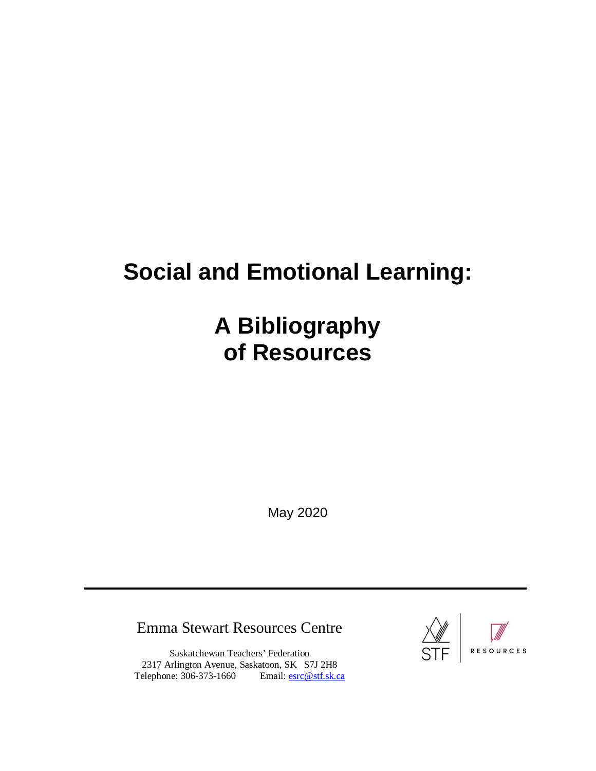# Social and Emotional Learning:

# A Bibliography of Resources

May 2020

---

Emma Stewart Resources Centre

Saskatchewan Teachers' Federation
2317 Arlington Avenue, Saskatoon, SK S7J 2H8
Telephone: 306-373-1660 Email: esrc@stf.sk.ca

STF | RESOURCES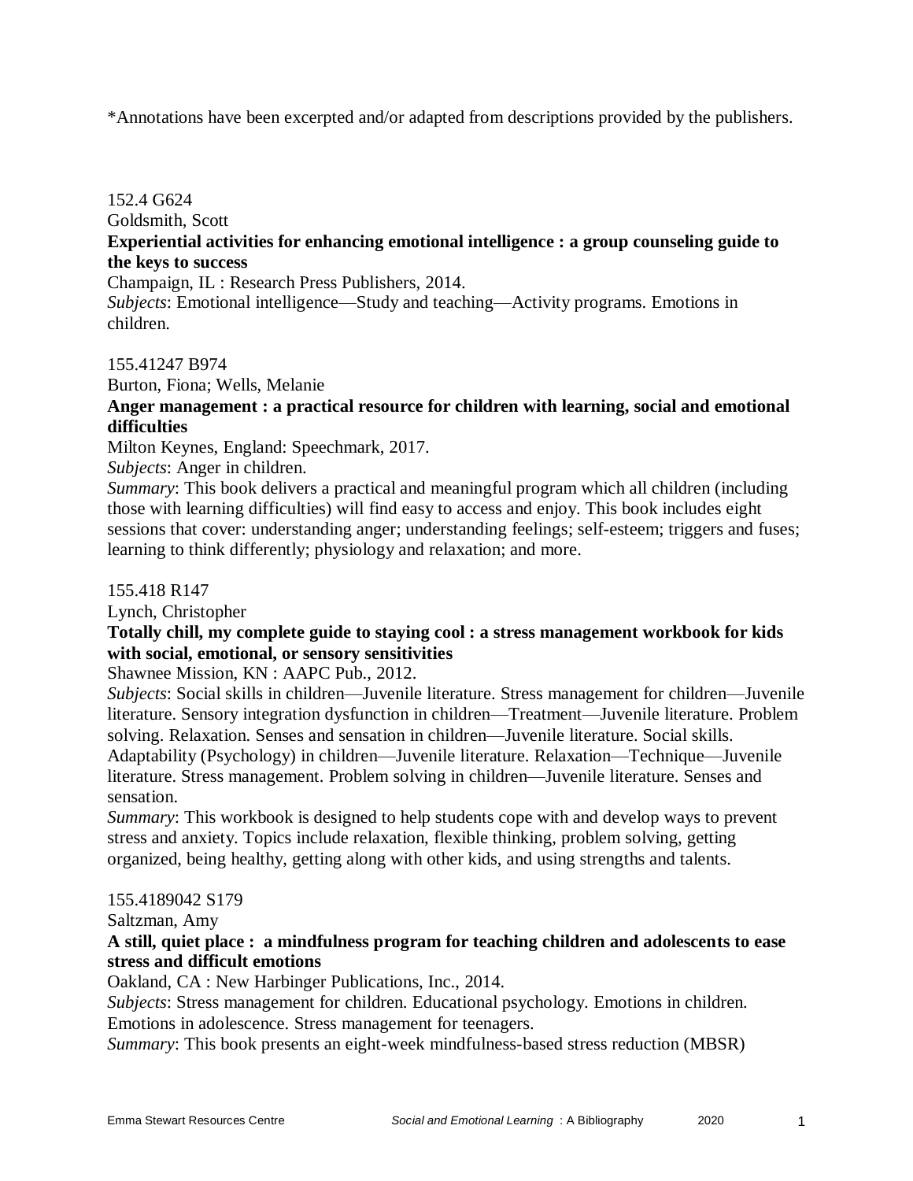*Annotations have been excerpted and/or adapted from descriptions provided by the publishers.

152.4 G624
Goldsmith, Scott
**Experiential activities for enhancing emotional intelligence : a group counseling guide to the keys to success**
Champaign, IL : Research Press Publishers, 2014.
*Subjects*: Emotional intelligence—Study and teaching—Activity programs. Emotions in children.

155.41247 B974
Burton, Fiona; Wells, Melanie
**Anger management : a practical resource for children with learning, social and emotional difficulties**
Milton Keynes, England: Speechmark, 2017.
*Subjects*: Anger in children.
*Summary*: This book delivers a practical and meaningful program which all children (including those with learning difficulties) will find easy to access and enjoy. This book includes eight sessions that cover: understanding anger; understanding feelings; self-esteem; triggers and fuses; learning to think differently; physiology and relaxation; and more.

155.418 R147
Lynch, Christopher
**Totally chill, my complete guide to staying cool : a stress management workbook for kids with social, emotional, or sensory sensitivities**
Shawnee Mission, KN : AAPC Pub., 2012.
*Subjects*: Social skills in children—Juvenile literature. Stress management for children—Juvenile literature. Sensory integration dysfunction in children—Treatment—Juvenile literature. Problem solving. Relaxation. Senses and sensation in children—Juvenile literature. Social skills. Adaptability (Psychology) in children—Juvenile literature. Relaxation—Technique—Juvenile literature. Stress management. Problem solving in children—Juvenile literature. Senses and sensation.
*Summary*: This workbook is designed to help students cope with and develop ways to prevent stress and anxiety. Topics include relaxation, flexible thinking, problem solving, getting organized, being healthy, getting along with other kids, and using strengths and talents.

155.4189042 S179
Saltzman, Amy
**A still, quiet place : a mindfulness program for teaching children and adolescents to ease stress and difficult emotions**
Oakland, CA : New Harbinger Publications, Inc., 2014.
*Subjects*: Stress management for children. Educational psychology. Emotions in children. Emotions in adolescence. Stress management for teenagers.
*Summary*: This book presents an eight-week mindfulness-based stress reduction (MBSR)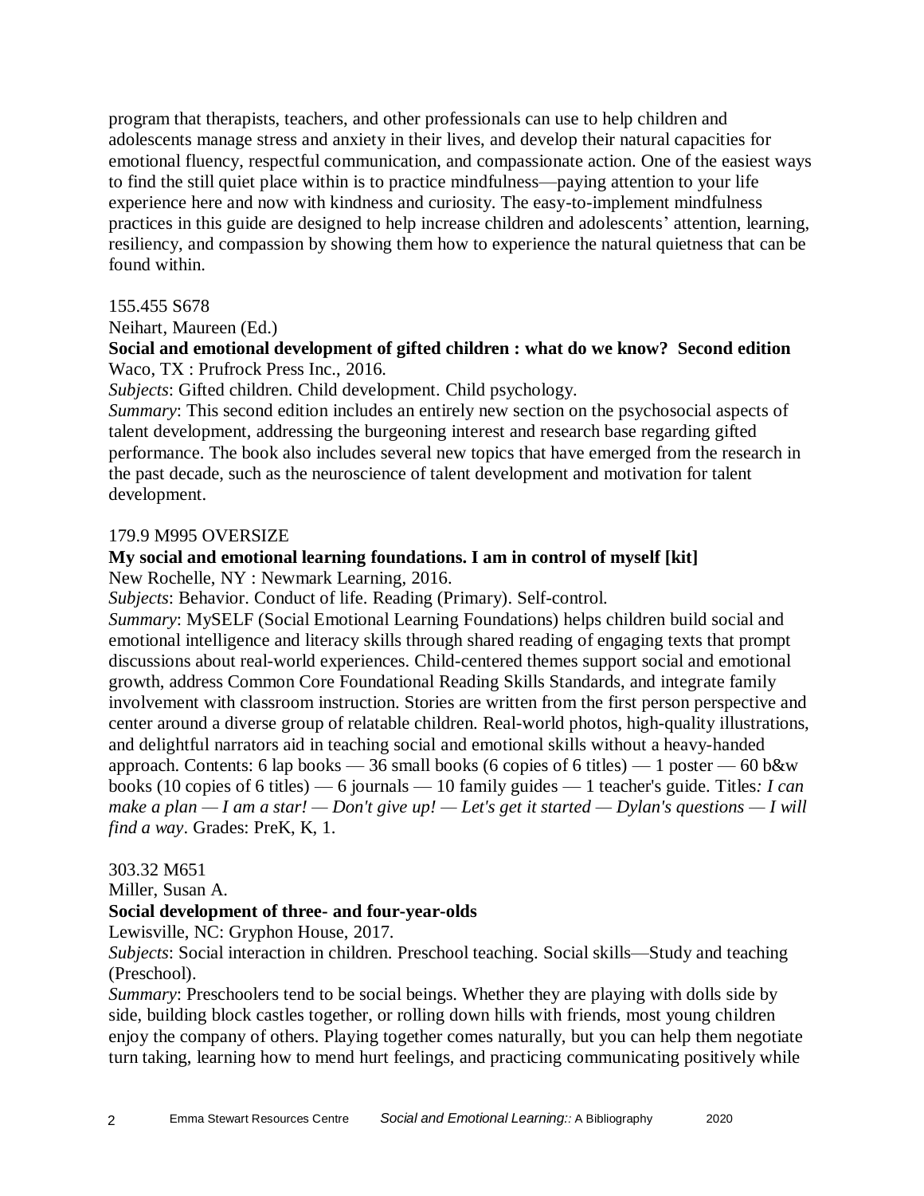program that therapists, teachers, and other professionals can use to help children and adolescents manage stress and anxiety in their lives, and develop their natural capacities for emotional fluency, respectful communication, and compassionate action. One of the easiest ways to find the still quiet place within is to practice mindfulness—paying attention to your life experience here and now with kindness and curiosity. The easy-to-implement mindfulness practices in this guide are designed to help increase children and adolescents' attention, learning, resiliency, and compassion by showing them how to experience the natural quietness that can be found within.

155.455 S678
Neihart, Maureen (Ed.)
**Social and emotional development of gifted children : what do we know? Second edition**
Waco, TX : Prufrock Press Inc., 2016.
*Subjects*: Gifted children. Child development. Child psychology.
*Summary*: This second edition includes an entirely new section on the psychosocial aspects of talent development, addressing the burgeoning interest and research base regarding gifted performance. The book also includes several new topics that have emerged from the research in the past decade, such as the neuroscience of talent development and motivation for talent development.

179.9 M995 OVERSIZE
**My social and emotional learning foundations. I am in control of myself [kit]**
New Rochelle, NY : Newmark Learning, 2016.
*Subjects*: Behavior. Conduct of life. Reading (Primary). Self-control.
*Summary*: MySELF (Social Emotional Learning Foundations) helps children build social and emotional intelligence and literacy skills through shared reading of engaging texts that prompt discussions about real-world experiences. Child-centered themes support social and emotional growth, address Common Core Foundational Reading Skills Standards, and integrate family involvement with classroom instruction. Stories are written from the first person perspective and center around a diverse group of relatable children. Real-world photos, high-quality illustrations, and delightful narrators aid in teaching social and emotional skills without a heavy-handed approach. Contents: 6 lap books — 36 small books (6 copies of 6 titles) — 1 poster — 60 b&w books (10 copies of 6 titles) — 6 journals — 10 family guides — 1 teacher's guide. Titles*: I can make a plan — I am a star! — Don't give up! — Let's get it started — Dylan's questions — I will find a way*. Grades: PreK, K, 1.

303.32 M651
Miller, Susan A.
**Social development of three- and four-year-olds**
Lewisville, NC: Gryphon House, 2017.
*Subjects*: Social interaction in children. Preschool teaching. Social skills—Study and teaching (Preschool).
*Summary*: Preschoolers tend to be social beings. Whether they are playing with dolls side by side, building block castles together, or rolling down hills with friends, most young children enjoy the company of others. Playing together comes naturally, but you can help them negotiate turn taking, learning how to mend hurt feelings, and practicing communicating positively while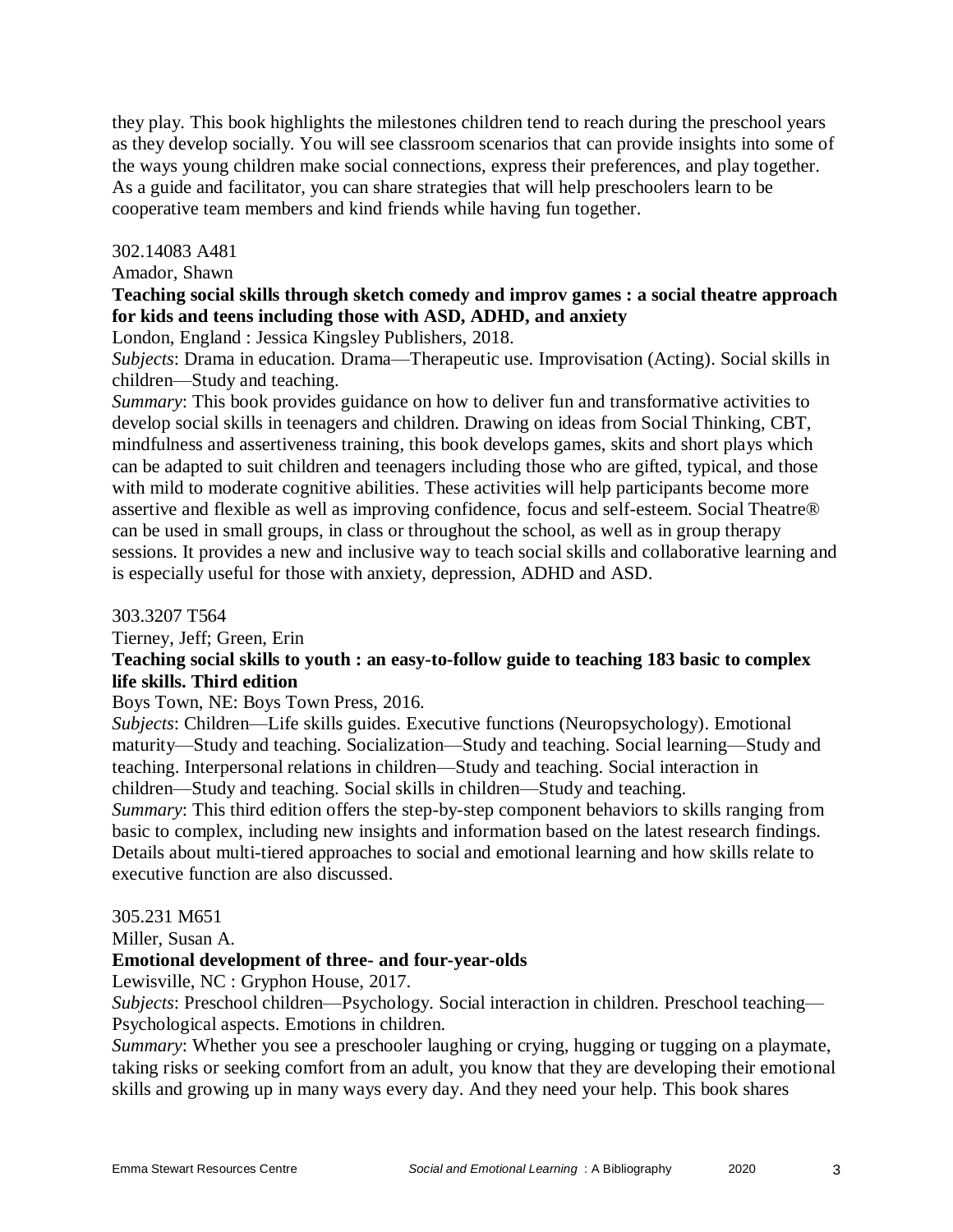they play. This book highlights the milestones children tend to reach during the preschool years as they develop socially. You will see classroom scenarios that can provide insights into some of the ways young children make social connections, express their preferences, and play together. As a guide and facilitator, you can share strategies that will help preschoolers learn to be cooperative team members and kind friends while having fun together.

302.14083 A481

Amador, Shawn

**Teaching social skills through sketch comedy and improv games : a social theatre approach for kids and teens including those with ASD, ADHD, and anxiety**

London, England : Jessica Kingsley Publishers, 2018.

*Subjects*: Drama in education. Drama—Therapeutic use. Improvisation (Acting). Social skills in children—Study and teaching.

*Summary*: This book provides guidance on how to deliver fun and transformative activities to develop social skills in teenagers and children. Drawing on ideas from Social Thinking, CBT, mindfulness and assertiveness training, this book develops games, skits and short plays which can be adapted to suit children and teenagers including those who are gifted, typical, and those with mild to moderate cognitive abilities. These activities will help participants become more assertive and flexible as well as improving confidence, focus and self-esteem. Social Theatre® can be used in small groups, in class or throughout the school, as well as in group therapy sessions. It provides a new and inclusive way to teach social skills and collaborative learning and is especially useful for those with anxiety, depression, ADHD and ASD.

303.3207 T564

Tierney, Jeff; Green, Erin

**Teaching social skills to youth : an easy-to-follow guide to teaching 183 basic to complex life skills. Third edition**

Boys Town, NE: Boys Town Press, 2016.

*Subjects*: Children—Life skills guides. Executive functions (Neuropsychology). Emotional maturity—Study and teaching. Socialization—Study and teaching. Social learning—Study and teaching. Interpersonal relations in children—Study and teaching. Social interaction in children—Study and teaching. Social skills in children—Study and teaching.

*Summary*: This third edition offers the step-by-step component behaviors to skills ranging from basic to complex, including new insights and information based on the latest research findings. Details about multi-tiered approaches to social and emotional learning and how skills relate to executive function are also discussed.

305.231 M651

Miller, Susan A.

**Emotional development of three- and four-year-olds**

Lewisville, NC : Gryphon House, 2017.

*Subjects*: Preschool children—Psychology. Social interaction in children. Preschool teaching—Psychological aspects. Emotions in children.

*Summary*: Whether you see a preschooler laughing or crying, hugging or tugging on a playmate, taking risks or seeking comfort from an adult, you know that they are developing their emotional skills and growing up in many ways every day. And they need your help. This book shares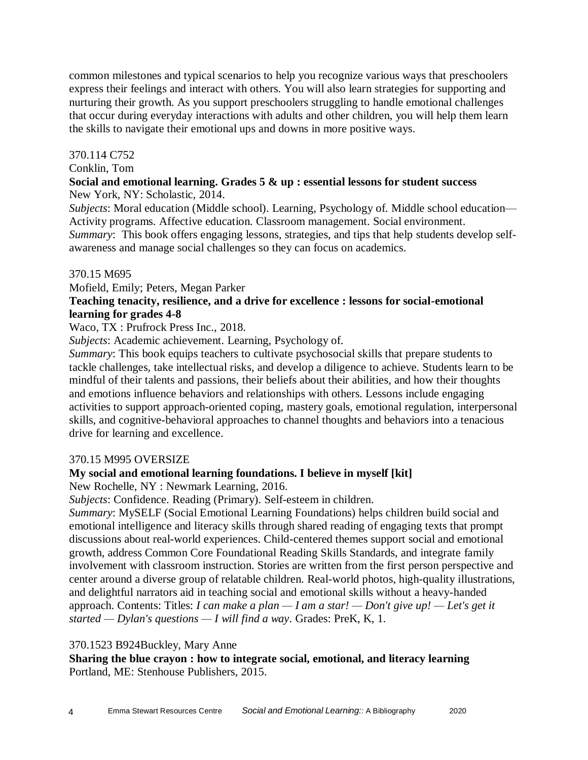common milestones and typical scenarios to help you recognize various ways that preschoolers express their feelings and interact with others. You will also learn strategies for supporting and nurturing their growth. As you support preschoolers struggling to handle emotional challenges that occur during everyday interactions with adults and other children, you will help them learn the skills to navigate their emotional ups and downs in more positive ways.

370.114 C752
Conklin, Tom
**Social and emotional learning. Grades 5 & up : essential lessons for student success**
New York, NY: Scholastic, 2014.
*Subjects*: Moral education (Middle school). Learning, Psychology of. Middle school education—Activity programs. Affective education. Classroom management. Social environment.
*Summary*: This book offers engaging lessons, strategies, and tips that help students develop self-awareness and manage social challenges so they can focus on academics.

370.15 M695
Mofield, Emily; Peters, Megan Parker
**Teaching tenacity, resilience, and a drive for excellence : lessons for social-emotional learning for grades 4-8**
Waco, TX : Prufrock Press Inc., 2018.
*Subjects*: Academic achievement. Learning, Psychology of.
*Summary*: This book equips teachers to cultivate psychosocial skills that prepare students to tackle challenges, take intellectual risks, and develop a diligence to achieve. Students learn to be mindful of their talents and passions, their beliefs about their abilities, and how their thoughts and emotions influence behaviors and relationships with others. Lessons include engaging activities to support approach-oriented coping, mastery goals, emotional regulation, interpersonal skills, and cognitive-behavioral approaches to channel thoughts and behaviors into a tenacious drive for learning and excellence.

370.15 M995 OVERSIZE
**My social and emotional learning foundations. I believe in myself [kit]**
New Rochelle, NY : Newmark Learning, 2016.
*Subjects*: Confidence. Reading (Primary). Self-esteem in children.
*Summary*: MySELF (Social Emotional Learning Foundations) helps children build social and emotional intelligence and literacy skills through shared reading of engaging texts that prompt discussions about real-world experiences. Child-centered themes support social and emotional growth, address Common Core Foundational Reading Skills Standards, and integrate family involvement with classroom instruction. Stories are written from the first person perspective and center around a diverse group of relatable children. Real-world photos, high-quality illustrations, and delightful narrators aid in teaching social and emotional skills without a heavy-handed approach. Contents: Titles: *I can make a plan — I am a star! — Don't give up! — Let's get it started — Dylan's questions — I will find a way*. Grades: PreK, K, 1.

370.1523 B924Buckley, Mary Anne
**Sharing the blue crayon : how to integrate social, emotional, and literacy learning**
Portland, ME: Stenhouse Publishers, 2015.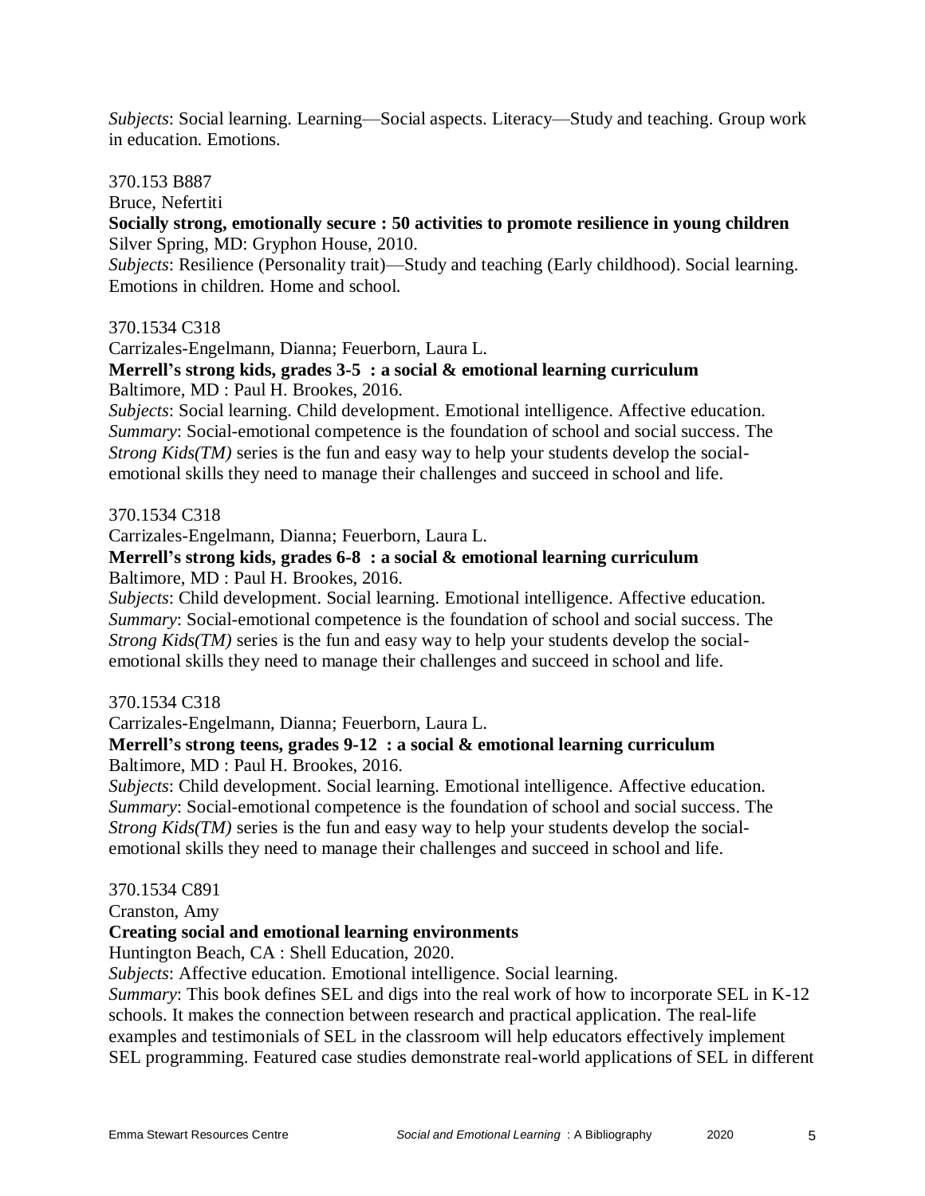*Subjects*: Social learning. Learning—Social aspects. Literacy—Study and teaching. Group work in education. Emotions.

370.153 B887  
Bruce, Nefertiti  
**Socially strong, emotionally secure : 50 activities to promote resilience in young children**  
Silver Spring, MD: Gryphon House, 2010.  
*Subjects*: Resilience (Personality trait)—Study and teaching (Early childhood). Social learning. Emotions in children. Home and school.

370.1534 C318  
Carrizales-Engelmann, Dianna; Feuerborn, Laura L.  
**Merrell's strong kids, grades 3-5 : a social & emotional learning curriculum**  
Baltimore, MD : Paul H. Brookes, 2016.  
*Subjects*: Social learning. Child development. Emotional intelligence. Affective education.  
*Summary*: Social-emotional competence is the foundation of school and social success. The *Strong Kids(TM)* series is the fun and easy way to help your students develop the social-emotional skills they need to manage their challenges and succeed in school and life.

370.1534 C318  
Carrizales-Engelmann, Dianna; Feuerborn, Laura L.  
**Merrell's strong kids, grades 6-8 : a social & emotional learning curriculum**  
Baltimore, MD : Paul H. Brookes, 2016.  
*Subjects*: Child development. Social learning. Emotional intelligence. Affective education.  
*Summary*: Social-emotional competence is the foundation of school and social success. The *Strong Kids(TM)* series is the fun and easy way to help your students develop the social-emotional skills they need to manage their challenges and succeed in school and life.

370.1534 C318  
Carrizales-Engelmann, Dianna; Feuerborn, Laura L.  
**Merrell's strong teens, grades 9-12 : a social & emotional learning curriculum**  
Baltimore, MD : Paul H. Brookes, 2016.  
*Subjects*: Child development. Social learning. Emotional intelligence. Affective education.  
*Summary*: Social-emotional competence is the foundation of school and social success. The *Strong Kids(TM)* series is the fun and easy way to help your students develop the social-emotional skills they need to manage their challenges and succeed in school and life.

370.1534 C891  
Cranston, Amy  
**Creating social and emotional learning environments**  
Huntington Beach, CA : Shell Education, 2020.  
*Subjects*: Affective education. Emotional intelligence. Social learning.  
*Summary*: This book defines SEL and digs into the real work of how to incorporate SEL in K-12 schools. It makes the connection between research and practical application. The real-life examples and testimonials of SEL in the classroom will help educators effectively implement SEL programming. Featured case studies demonstrate real-world applications of SEL in different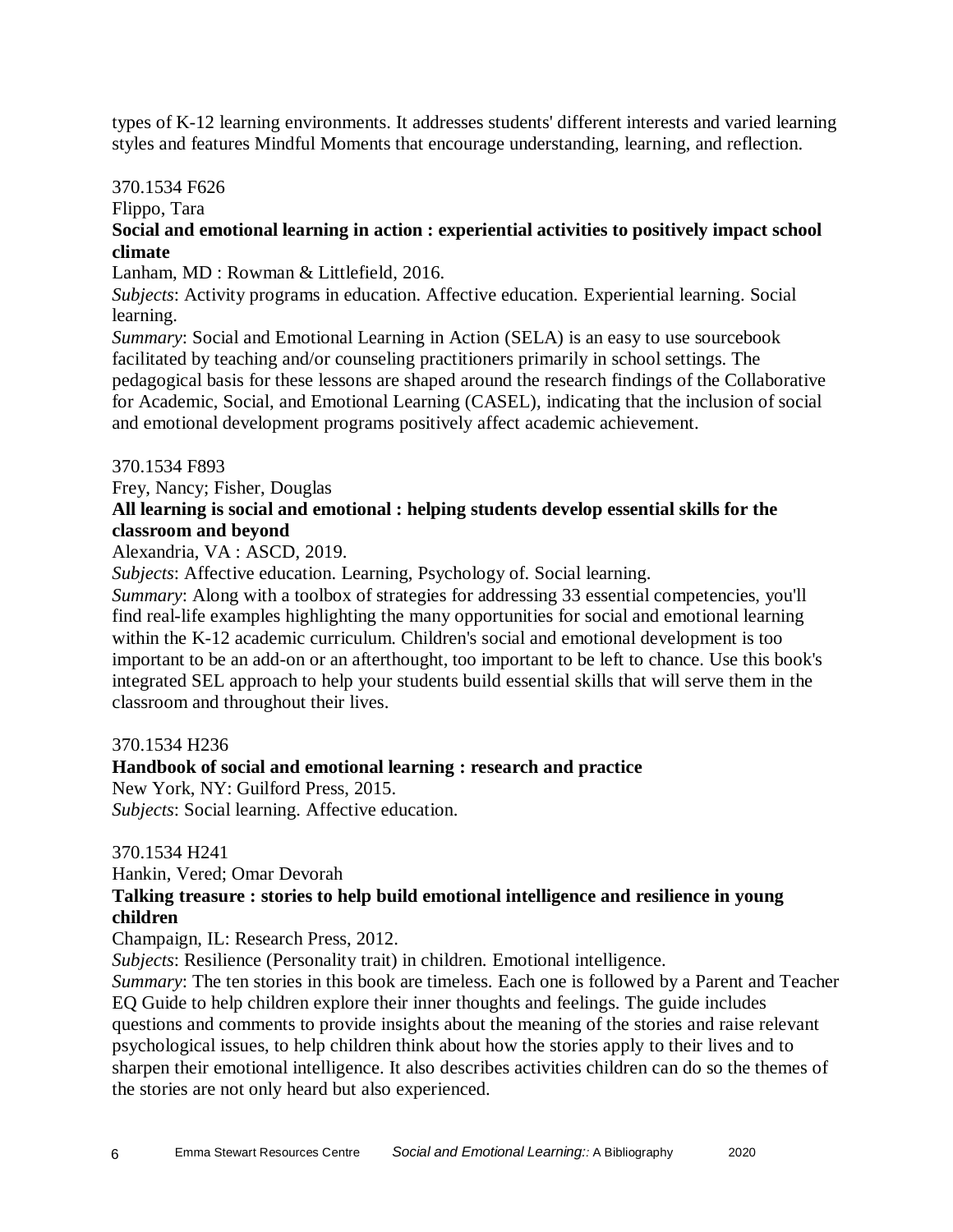types of K-12 learning environments. It addresses students' different interests and varied learning styles and features Mindful Moments that encourage understanding, learning, and reflection.

370.1534 F626

Flippo, Tara

**Social and emotional learning in action : experiential activities to positively impact school climate**

Lanham, MD : Rowman & Littlefield, 2016.

*Subjects*: Activity programs in education. Affective education. Experiential learning. Social learning.

*Summary*: Social and Emotional Learning in Action (SELA) is an easy to use sourcebook facilitated by teaching and/or counseling practitioners primarily in school settings. The pedagogical basis for these lessons are shaped around the research findings of the Collaborative for Academic, Social, and Emotional Learning (CASEL), indicating that the inclusion of social and emotional development programs positively affect academic achievement.

370.1534 F893

Frey, Nancy; Fisher, Douglas

**All learning is social and emotional : helping students develop essential skills for the classroom and beyond**

Alexandria, VA : ASCD, 2019.

*Subjects*: Affective education. Learning, Psychology of. Social learning.

*Summary*: Along with a toolbox of strategies for addressing 33 essential competencies, you'll find real-life examples highlighting the many opportunities for social and emotional learning within the K-12 academic curriculum. Children's social and emotional development is too important to be an add-on or an afterthought, too important to be left to chance. Use this book's integrated SEL approach to help your students build essential skills that will serve them in the classroom and throughout their lives.

370.1534 H236

**Handbook of social and emotional learning : research and practice**

New York, NY: Guilford Press, 2015.

*Subjects*: Social learning. Affective education.

370.1534 H241

Hankin, Vered; Omar Devorah

**Talking treasure : stories to help build emotional intelligence and resilience in young children**

Champaign, IL: Research Press, 2012.

*Subjects*: Resilience (Personality trait) in children. Emotional intelligence.

*Summary*: The ten stories in this book are timeless. Each one is followed by a Parent and Teacher EQ Guide to help children explore their inner thoughts and feelings. The guide includes questions and comments to provide insights about the meaning of the stories and raise relevant psychological issues, to help children think about how the stories apply to their lives and to sharpen their emotional intelligence. It also describes activities children can do so the themes of the stories are not only heard but also experienced.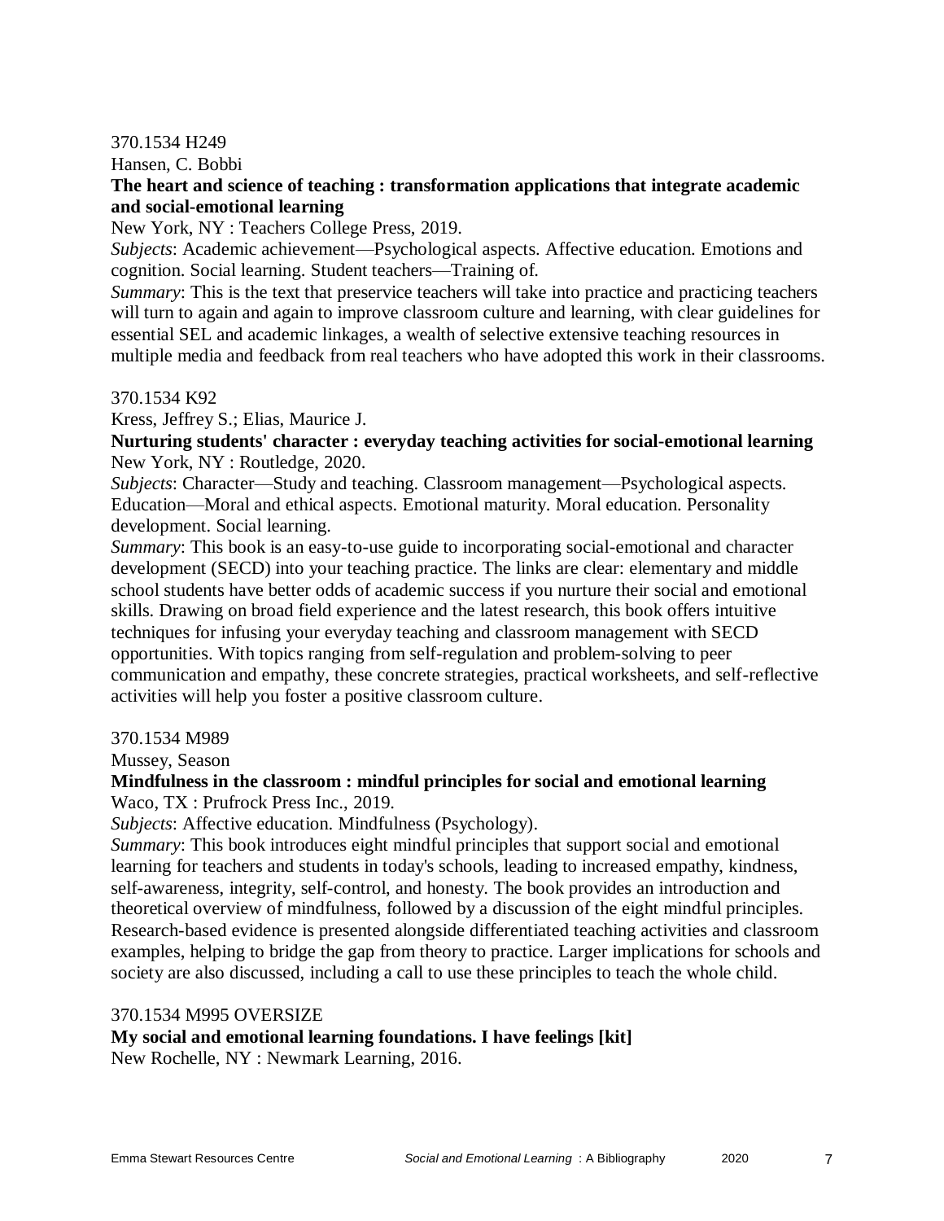370.1534 H249

Hansen, C. Bobbi

**The heart and science of teaching : transformation applications that integrate academic and social-emotional learning**

New York, NY : Teachers College Press, 2019.

*Subjects*: Academic achievement—Psychological aspects. Affective education. Emotions and cognition. Social learning. Student teachers—Training of.

*Summary*: This is the text that preservice teachers will take into practice and practicing teachers will turn to again and again to improve classroom culture and learning, with clear guidelines for essential SEL and academic linkages, a wealth of selective extensive teaching resources in multiple media and feedback from real teachers who have adopted this work in their classrooms.

370.1534 K92

Kress, Jeffrey S.; Elias, Maurice J.

**Nurturing students' character : everyday teaching activities for social-emotional learning**

New York, NY : Routledge, 2020.

*Subjects*: Character—Study and teaching. Classroom management—Psychological aspects. Education—Moral and ethical aspects. Emotional maturity. Moral education. Personality development. Social learning.

*Summary*: This book is an easy-to-use guide to incorporating social-emotional and character development (SECD) into your teaching practice. The links are clear: elementary and middle school students have better odds of academic success if you nurture their social and emotional skills. Drawing on broad field experience and the latest research, this book offers intuitive techniques for infusing your everyday teaching and classroom management with SECD opportunities. With topics ranging from self-regulation and problem-solving to peer communication and empathy, these concrete strategies, practical worksheets, and self-reflective activities will help you foster a positive classroom culture.

370.1534 M989

Mussey, Season

**Mindfulness in the classroom : mindful principles for social and emotional learning**

Waco, TX : Prufrock Press Inc., 2019.

*Subjects*: Affective education. Mindfulness (Psychology).

*Summary*: This book introduces eight mindful principles that support social and emotional learning for teachers and students in today's schools, leading to increased empathy, kindness, self-awareness, integrity, self-control, and honesty. The book provides an introduction and theoretical overview of mindfulness, followed by a discussion of the eight mindful principles. Research-based evidence is presented alongside differentiated teaching activities and classroom examples, helping to bridge the gap from theory to practice. Larger implications for schools and society are also discussed, including a call to use these principles to teach the whole child.

370.1534 M995 OVERSIZE

**My social and emotional learning foundations. I have feelings [kit]**

New Rochelle, NY : Newmark Learning, 2016.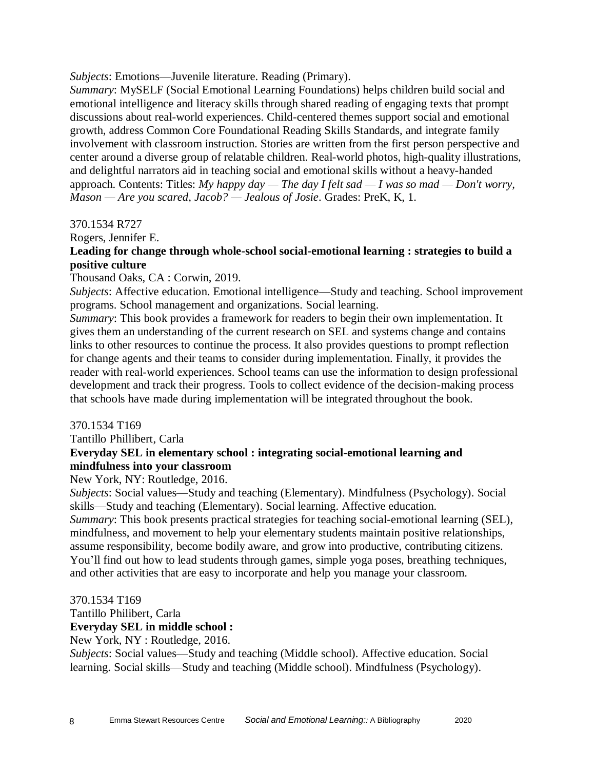*Subjects*: Emotions—Juvenile literature. Reading (Primary).
*Summary*: MySELF (Social Emotional Learning Foundations) helps children build social and emotional intelligence and literacy skills through shared reading of engaging texts that prompt discussions about real-world experiences. Child-centered themes support social and emotional growth, address Common Core Foundational Reading Skills Standards, and integrate family involvement with classroom instruction. Stories are written from the first person perspective and center around a diverse group of relatable children. Real-world photos, high-quality illustrations, and delightful narrators aid in teaching social and emotional skills without a heavy-handed approach. Contents: Titles: *My happy day — The day I felt sad — I was so mad — Don't worry, Mason — Are you scared, Jacob? — Jealous of Josie*. Grades: PreK, K, 1.

370.1534 R727
Rogers, Jennifer E.
**Leading for change through whole-school social-emotional learning : strategies to build a positive culture**
Thousand Oaks, CA : Corwin, 2019.
*Subjects*: Affective education. Emotional intelligence—Study and teaching. School improvement programs. School management and organizations. Social learning.
*Summary*: This book provides a framework for readers to begin their own implementation. It gives them an understanding of the current research on SEL and systems change and contains links to other resources to continue the process. It also provides questions to prompt reflection for change agents and their teams to consider during implementation. Finally, it provides the reader with real-world experiences. School teams can use the information to design professional development and track their progress. Tools to collect evidence of the decision-making process that schools have made during implementation will be integrated throughout the book.

370.1534 T169
Tantillo Phillibert, Carla
**Everyday SEL in elementary school : integrating social-emotional learning and mindfulness into your classroom**
New York, NY: Routledge, 2016.
*Subjects*: Social values—Study and teaching (Elementary). Mindfulness (Psychology). Social skills—Study and teaching (Elementary). Social learning. Affective education.
*Summary*: This book presents practical strategies for teaching social-emotional learning (SEL), mindfulness, and movement to help your elementary students maintain positive relationships, assume responsibility, become bodily aware, and grow into productive, contributing citizens. You'll find out how to lead students through games, simple yoga poses, breathing techniques, and other activities that are easy to incorporate and help you manage your classroom.

370.1534 T169
Tantillo Philibert, Carla
**Everyday SEL in middle school :**
New York, NY : Routledge, 2016.
*Subjects*: Social values—Study and teaching (Middle school). Affective education. Social learning. Social skills—Study and teaching (Middle school). Mindfulness (Psychology).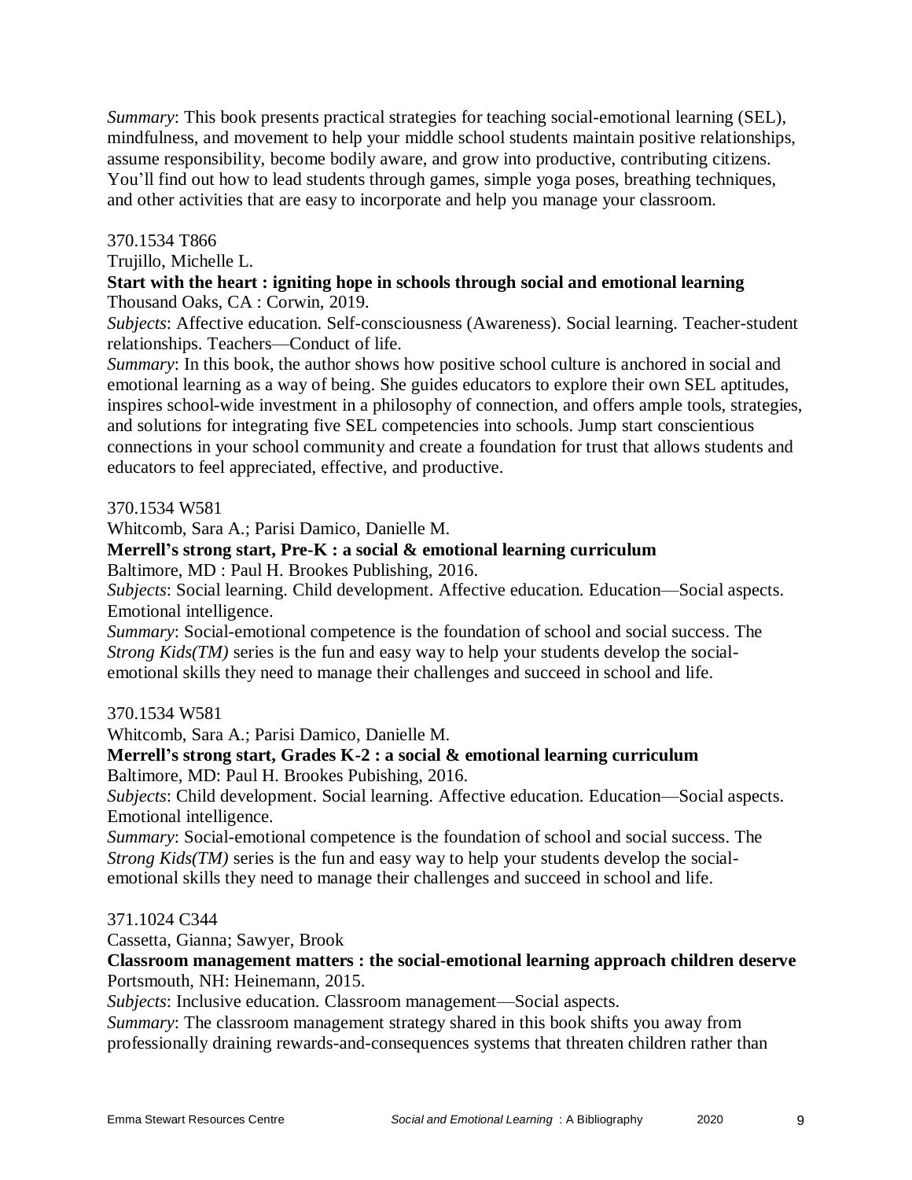*Summary*: This book presents practical strategies for teaching social-emotional learning (SEL), mindfulness, and movement to help your middle school students maintain positive relationships, assume responsibility, become bodily aware, and grow into productive, contributing citizens. You'll find out how to lead students through games, simple yoga poses, breathing techniques, and other activities that are easy to incorporate and help you manage your classroom.

370.1534 T866
Trujillo, Michelle L.
**Start with the heart : igniting hope in schools through social and emotional learning**
Thousand Oaks, CA : Corwin, 2019.
*Subjects*: Affective education. Self-consciousness (Awareness). Social learning. Teacher-student relationships. Teachers—Conduct of life.
*Summary*: In this book, the author shows how positive school culture is anchored in social and emotional learning as a way of being. She guides educators to explore their own SEL aptitudes, inspires school-wide investment in a philosophy of connection, and offers ample tools, strategies, and solutions for integrating five SEL competencies into schools. Jump start conscientious connections in your school community and create a foundation for trust that allows students and educators to feel appreciated, effective, and productive.

370.1534 W581
Whitcomb, Sara A.; Parisi Damico, Danielle M.
**Merrell's strong start, Pre-K : a social & emotional learning curriculum**
Baltimore, MD : Paul H. Brookes Publishing, 2016.
*Subjects*: Social learning. Child development. Affective education. Education—Social aspects. Emotional intelligence.
*Summary*: Social-emotional competence is the foundation of school and social success. The *Strong Kids(TM)* series is the fun and easy way to help your students develop the social-emotional skills they need to manage their challenges and succeed in school and life.

370.1534 W581
Whitcomb, Sara A.; Parisi Damico, Danielle M.
**Merrell's strong start, Grades K-2 : a social & emotional learning curriculum**
Baltimore, MD: Paul H. Brookes Pubishing, 2016.
*Subjects*: Child development. Social learning. Affective education. Education—Social aspects. Emotional intelligence.
*Summary*: Social-emotional competence is the foundation of school and social success. The *Strong Kids(TM)* series is the fun and easy way to help your students develop the social-emotional skills they need to manage their challenges and succeed in school and life.

371.1024 C344
Cassetta, Gianna; Sawyer, Brook
**Classroom management matters : the social-emotional learning approach children deserve**
Portsmouth, NH: Heinemann, 2015.
*Subjects*: Inclusive education. Classroom management—Social aspects.
*Summary*: The classroom management strategy shared in this book shifts you away from professionally draining rewards-and-consequences systems that threaten children rather than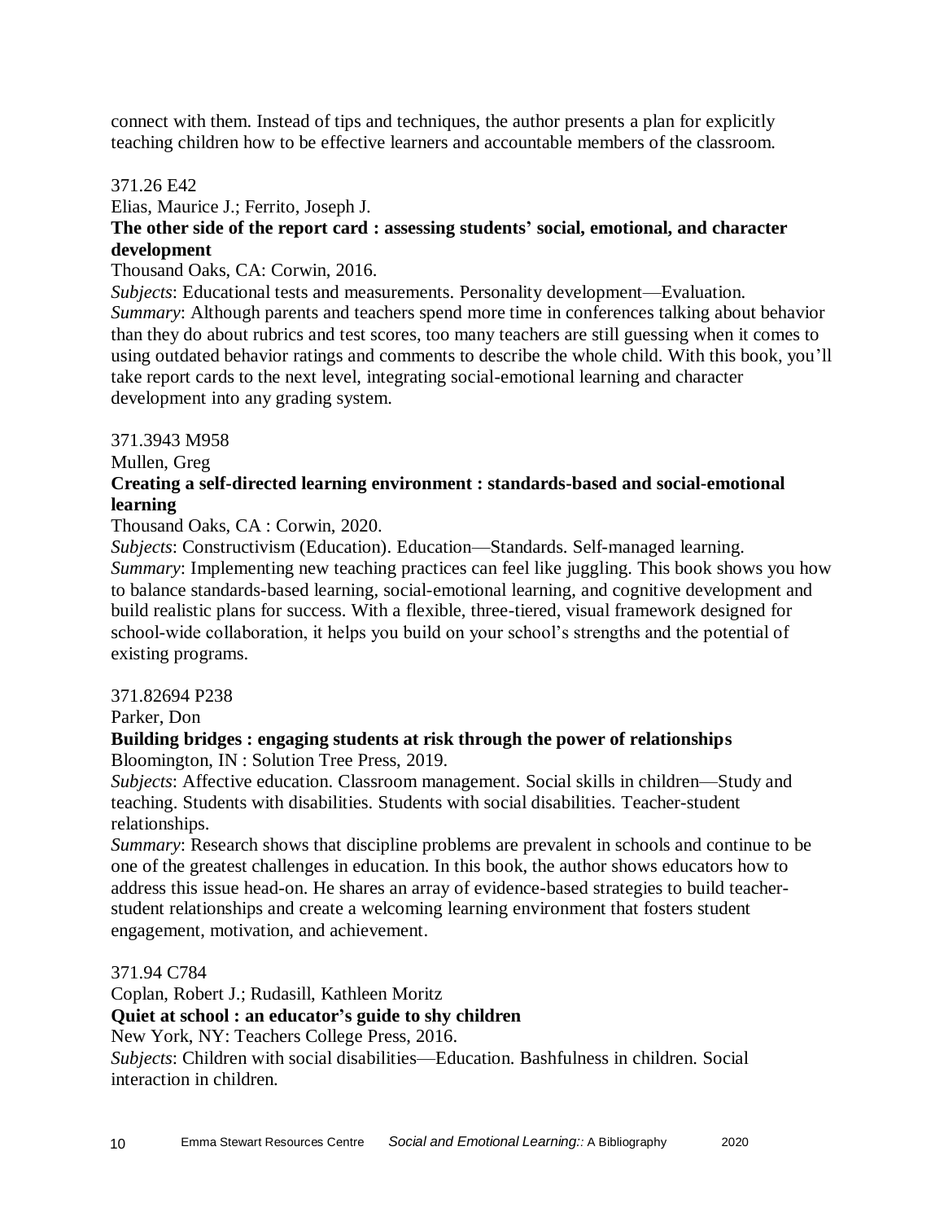connect with them. Instead of tips and techniques, the author presents a plan for explicitly teaching children how to be effective learners and accountable members of the classroom.

371.26 E42

Elias, Maurice J.; Ferrito, Joseph J.

**The other side of the report card : assessing students' social, emotional, and character development**

Thousand Oaks, CA: Corwin, 2016.

*Subjects*: Educational tests and measurements. Personality development—Evaluation.

*Summary*: Although parents and teachers spend more time in conferences talking about behavior than they do about rubrics and test scores, too many teachers are still guessing when it comes to using outdated behavior ratings and comments to describe the whole child. With this book, you'll take report cards to the next level, integrating social-emotional learning and character development into any grading system.

371.3943 M958

Mullen, Greg

**Creating a self-directed learning environment : standards-based and social-emotional learning**

Thousand Oaks, CA : Corwin, 2020.

*Subjects*: Constructivism (Education). Education—Standards. Self-managed learning.

*Summary*: Implementing new teaching practices can feel like juggling. This book shows you how to balance standards-based learning, social-emotional learning, and cognitive development and build realistic plans for success. With a flexible, three-tiered, visual framework designed for school-wide collaboration, it helps you build on your school's strengths and the potential of existing programs.

371.82694 P238

Parker, Don

**Building bridges : engaging students at risk through the power of relationships**

Bloomington, IN : Solution Tree Press, 2019.

*Subjects*: Affective education. Classroom management. Social skills in children—Study and teaching. Students with disabilities. Students with social disabilities. Teacher-student relationships.

*Summary*: Research shows that discipline problems are prevalent in schools and continue to be one of the greatest challenges in education. In this book, the author shows educators how to address this issue head-on. He shares an array of evidence-based strategies to build teacher-student relationships and create a welcoming learning environment that fosters student engagement, motivation, and achievement.

371.94 C784

Coplan, Robert J.; Rudasill, Kathleen Moritz

**Quiet at school : an educator's guide to shy children**

New York, NY: Teachers College Press, 2016.

*Subjects*: Children with social disabilities—Education. Bashfulness in children. Social interaction in children.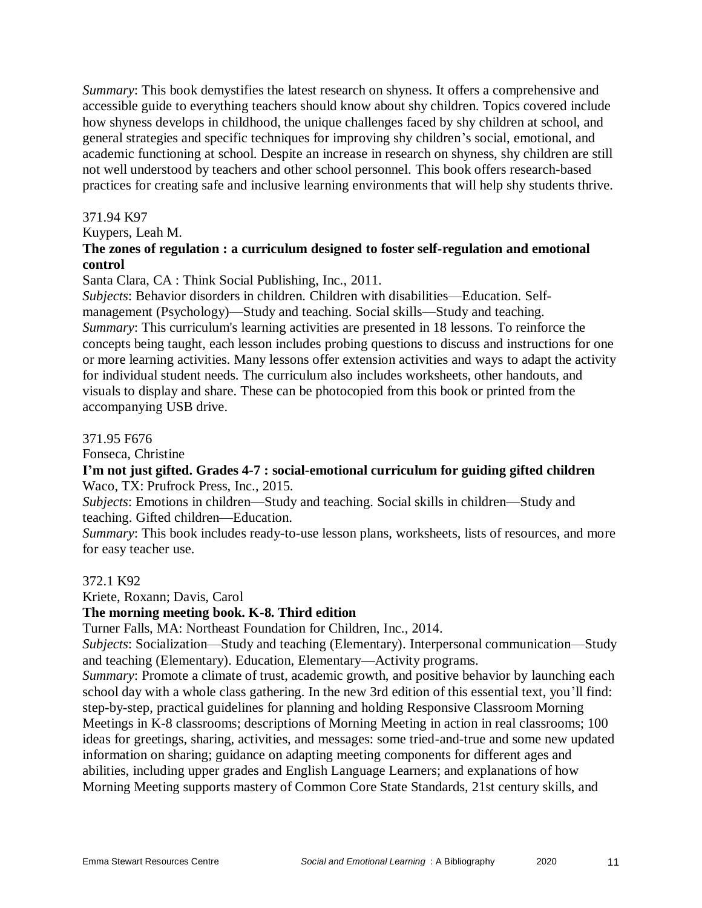*Summary*: This book demystifies the latest research on shyness. It offers a comprehensive and accessible guide to everything teachers should know about shy children. Topics covered include how shyness develops in childhood, the unique challenges faced by shy children at school, and general strategies and specific techniques for improving shy children's social, emotional, and academic functioning at school. Despite an increase in research on shyness, shy children are still not well understood by teachers and other school personnel. This book offers research-based practices for creating safe and inclusive learning environments that will help shy students thrive.

371.94 K97

Kuypers, Leah M.

**The zones of regulation : a curriculum designed to foster self-regulation and emotional control**

Santa Clara, CA : Think Social Publishing, Inc., 2011.

*Subjects*: Behavior disorders in children. Children with disabilities—Education. Self-management (Psychology)—Study and teaching. Social skills—Study and teaching.

*Summary*: This curriculum's learning activities are presented in 18 lessons. To reinforce the concepts being taught, each lesson includes probing questions to discuss and instructions for one or more learning activities. Many lessons offer extension activities and ways to adapt the activity for individual student needs. The curriculum also includes worksheets, other handouts, and visuals to display and share. These can be photocopied from this book or printed from the accompanying USB drive.

371.95 F676

Fonseca, Christine

**I'm not just gifted. Grades 4-7 : social-emotional curriculum for guiding gifted children**

Waco, TX: Prufrock Press, Inc., 2015.

*Subjects*: Emotions in children—Study and teaching. Social skills in children—Study and teaching. Gifted children—Education.

*Summary*: This book includes ready-to-use lesson plans, worksheets, lists of resources, and more for easy teacher use.

372.1 K92

Kriete, Roxann; Davis, Carol

**The morning meeting book. K-8. Third edition**

Turner Falls, MA: Northeast Foundation for Children, Inc., 2014.

*Subjects*: Socialization—Study and teaching (Elementary). Interpersonal communication—Study and teaching (Elementary). Education, Elementary—Activity programs.

*Summary*: Promote a climate of trust, academic growth, and positive behavior by launching each school day with a whole class gathering. In the new 3rd edition of this essential text, you'll find: step-by-step, practical guidelines for planning and holding Responsive Classroom Morning Meetings in K-8 classrooms; descriptions of Morning Meeting in action in real classrooms; 100 ideas for greetings, sharing, activities, and messages: some tried-and-true and some new updated information on sharing; guidance on adapting meeting components for different ages and abilities, including upper grades and English Language Learners; and explanations of how Morning Meeting supports mastery of Common Core State Standards, 21st century skills, and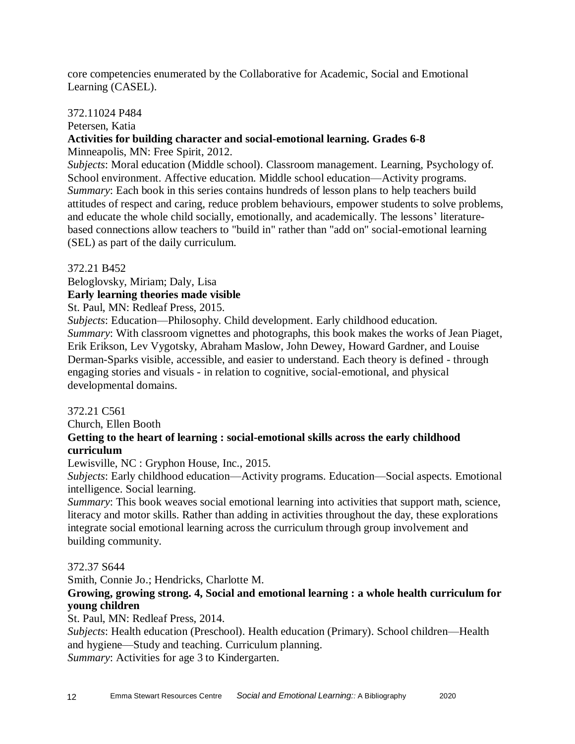core competencies enumerated by the Collaborative for Academic, Social and Emotional Learning (CASEL).

372.11024 P484
Petersen, Katia
**Activities for building character and social-emotional learning. Grades 6-8**
Minneapolis, MN: Free Spirit, 2012.
*Subjects*: Moral education (Middle school). Classroom management. Learning, Psychology of. School environment. Affective education. Middle school education—Activity programs.
*Summary*: Each book in this series contains hundreds of lesson plans to help teachers build attitudes of respect and caring, reduce problem behaviours, empower students to solve problems, and educate the whole child socially, emotionally, and academically. The lessons' literature-based connections allow teachers to "build in" rather than "add on" social-emotional learning (SEL) as part of the daily curriculum.

372.21 B452
Beloglovsky, Miriam; Daly, Lisa
**Early learning theories made visible**
St. Paul, MN: Redleaf Press, 2015.
*Subjects*: Education—Philosophy. Child development. Early childhood education.
*Summary*: With classroom vignettes and photographs, this book makes the works of Jean Piaget, Erik Erikson, Lev Vygotsky, Abraham Maslow, John Dewey, Howard Gardner, and Louise Derman-Sparks visible, accessible, and easier to understand. Each theory is defined - through engaging stories and visuals - in relation to cognitive, social-emotional, and physical developmental domains.

372.21 C561
Church, Ellen Booth
**Getting to the heart of learning : social-emotional skills across the early childhood curriculum**
Lewisville, NC : Gryphon House, Inc., 2015.
*Subjects*: Early childhood education—Activity programs. Education—Social aspects. Emotional intelligence. Social learning.
*Summary*: This book weaves social emotional learning into activities that support math, science, literacy and motor skills. Rather than adding in activities throughout the day, these explorations integrate social emotional learning across the curriculum through group involvement and building community.

372.37 S644
Smith, Connie Jo.; Hendricks, Charlotte M.
**Growing, growing strong. 4, Social and emotional learning : a whole health curriculum for young children**
St. Paul, MN: Redleaf Press, 2014.
*Subjects*: Health education (Preschool). Health education (Primary). School children—Health and hygiene—Study and teaching. Curriculum planning.
*Summary*: Activities for age 3 to Kindergarten.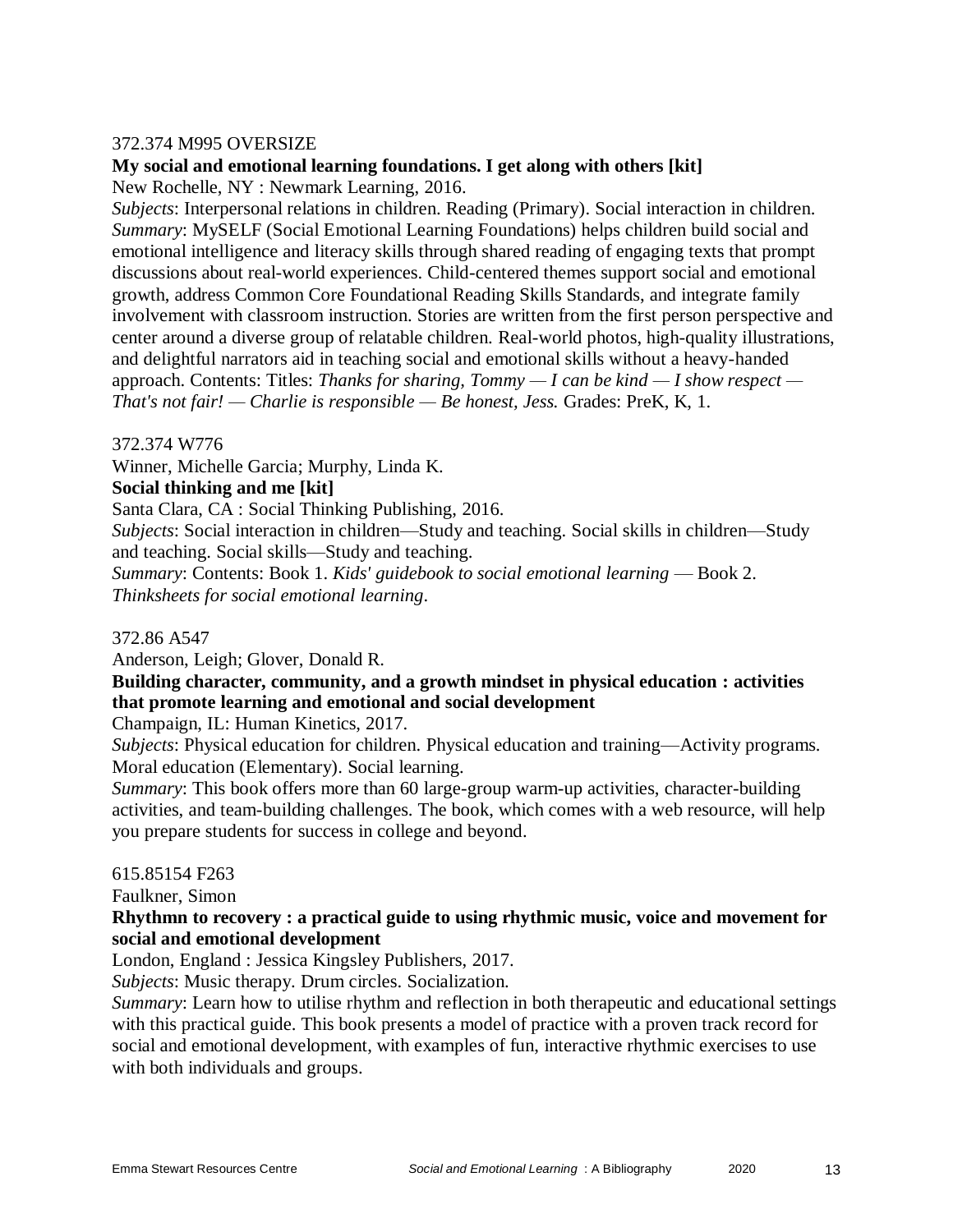372.374 M995 OVERSIZE

**My social and emotional learning foundations. I get along with others [kit]**

New Rochelle, NY : Newmark Learning, 2016.

*Subjects*: Interpersonal relations in children. Reading (Primary). Social interaction in children.

*Summary*: MySELF (Social Emotional Learning Foundations) helps children build social and emotional intelligence and literacy skills through shared reading of engaging texts that prompt discussions about real-world experiences. Child-centered themes support social and emotional growth, address Common Core Foundational Reading Skills Standards, and integrate family involvement with classroom instruction. Stories are written from the first person perspective and center around a diverse group of relatable children. Real-world photos, high-quality illustrations, and delightful narrators aid in teaching social and emotional skills without a heavy-handed approach. Contents: Titles: *Thanks for sharing, Tommy — I can be kind — I show respect — That's not fair! — Charlie is responsible — Be honest, Jess.* Grades: PreK, K, 1.

372.374 W776

Winner, Michelle Garcia; Murphy, Linda K.

**Social thinking and me [kit]**

Santa Clara, CA : Social Thinking Publishing, 2016.

*Subjects*: Social interaction in children—Study and teaching. Social skills in children—Study and teaching. Social skills—Study and teaching.

*Summary*: Contents: Book 1. *Kids' guidebook to social emotional learning* — Book 2. *Thinksheets for social emotional learning*.

372.86 A547

Anderson, Leigh; Glover, Donald R.

**Building character, community, and a growth mindset in physical education : activities that promote learning and emotional and social development**

Champaign, IL: Human Kinetics, 2017.

*Subjects*: Physical education for children. Physical education and training—Activity programs. Moral education (Elementary). Social learning.

*Summary*: This book offers more than 60 large-group warm-up activities, character-building activities, and team-building challenges. The book, which comes with a web resource, will help you prepare students for success in college and beyond.

615.85154 F263

Faulkner, Simon

**Rhythmn to recovery : a practical guide to using rhythmic music, voice and movement for social and emotional development**

London, England : Jessica Kingsley Publishers, 2017.

*Subjects*: Music therapy. Drum circles. Socialization.

*Summary*: Learn how to utilise rhythm and reflection in both therapeutic and educational settings with this practical guide. This book presents a model of practice with a proven track record for social and emotional development, with examples of fun, interactive rhythmic exercises to use with both individuals and groups.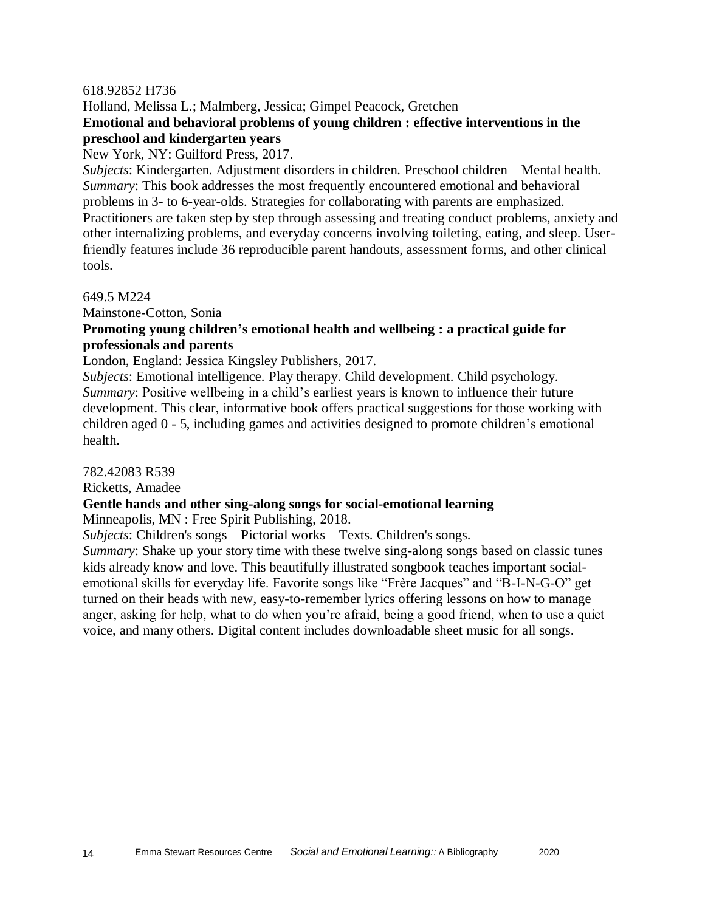618.92852 H736

Holland, Melissa L.; Malmberg, Jessica; Gimpel Peacock, Gretchen

**Emotional and behavioral problems of young children : effective interventions in the preschool and kindergarten years**

New York, NY: Guilford Press, 2017.

*Subjects*: Kindergarten. Adjustment disorders in children. Preschool children—Mental health.
*Summary*: This book addresses the most frequently encountered emotional and behavioral problems in 3- to 6-year-olds. Strategies for collaborating with parents are emphasized. Practitioners are taken step by step through assessing and treating conduct problems, anxiety and other internalizing problems, and everyday concerns involving toileting, eating, and sleep. User-friendly features include 36 reproducible parent handouts, assessment forms, and other clinical tools.

649.5 M224

Mainstone-Cotton, Sonia

**Promoting young children's emotional health and wellbeing : a practical guide for professionals and parents**

London, England: Jessica Kingsley Publishers, 2017.

*Subjects*: Emotional intelligence. Play therapy. Child development. Child psychology.
*Summary*: Positive wellbeing in a child's earliest years is known to influence their future development. This clear, informative book offers practical suggestions for those working with children aged 0 - 5, including games and activities designed to promote children's emotional health.

782.42083 R539

Ricketts, Amadee

**Gentle hands and other sing-along songs for social-emotional learning**

Minneapolis, MN : Free Spirit Publishing, 2018.

*Subjects*: Children's songs—Pictorial works—Texts. Children's songs.
*Summary*: Shake up your story time with these twelve sing-along songs based on classic tunes kids already know and love. This beautifully illustrated songbook teaches important social-emotional skills for everyday life. Favorite songs like "Frère Jacques" and "B-I-N-G-O" get turned on their heads with new, easy-to-remember lyrics offering lessons on how to manage anger, asking for help, what to do when you're afraid, being a good friend, when to use a quiet voice, and many others. Digital content includes downloadable sheet music for all songs.